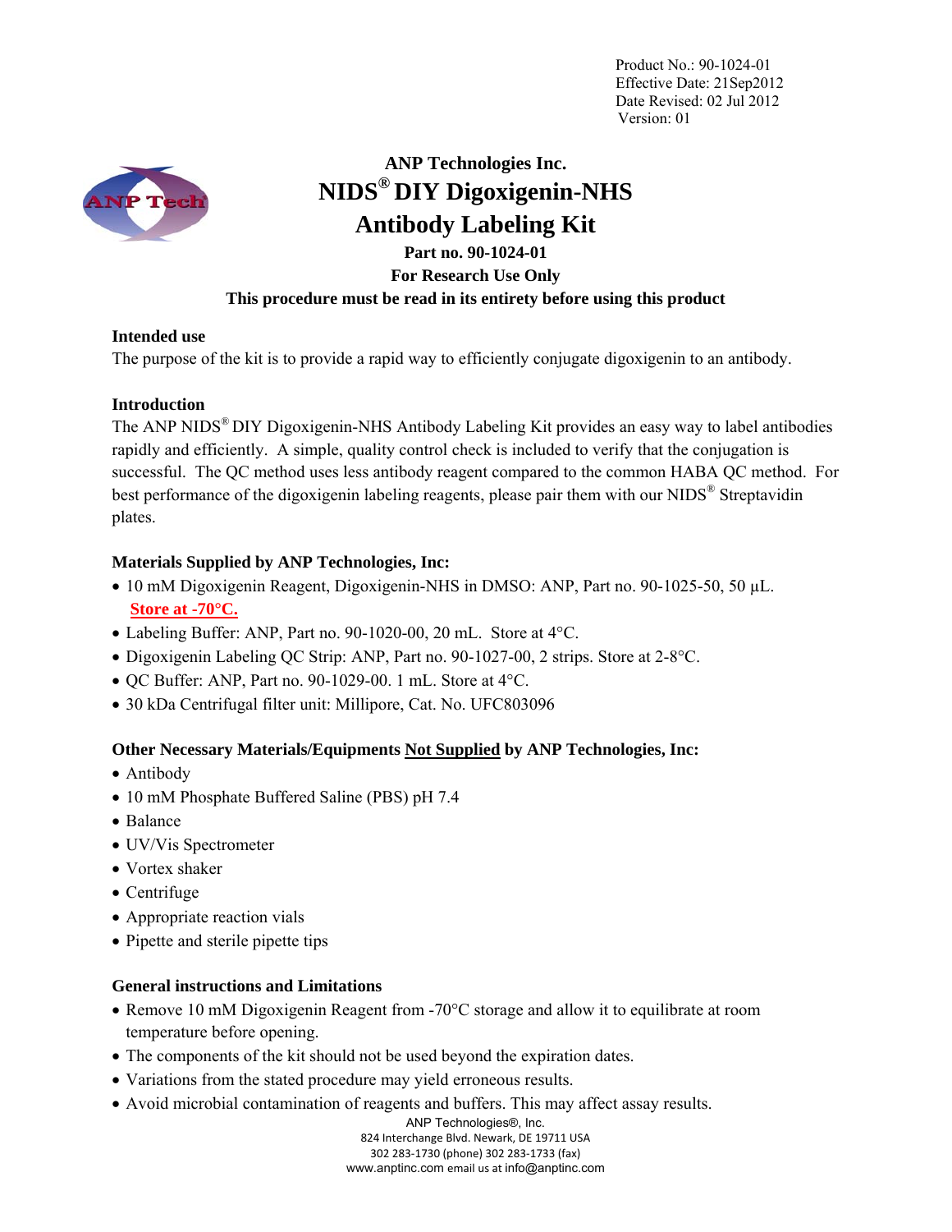Product No.: 90-1024-01
Effective Date: 21Sep2012
Date Revised: 02 Jul 2012
Version: 01

# ANP Technologies Inc.
# NIDS® DIY Digoxigenin-NHS Antibody Labeling Kit

**Part no. 90-1024-01**

**For Research Use Only**

**This procedure must be read in its entirety before using this product**

## Intended use

The purpose of the kit is to provide a rapid way to efficiently conjugate digoxigenin to an antibody.

## Introduction

The ANP NIDS® DIY Digoxigenin-NHS Antibody Labeling Kit provides an easy way to label antibodies rapidly and efficiently. A simple, quality control check is included to verify that the conjugation is successful. The QC method uses less antibody reagent compared to the common HABA QC method. For best performance of the digoxigenin labeling reagents, please pair them with our NIDS® Streptavidin plates.

## Materials Supplied by ANP Technologies, Inc:

- 10 mM Digoxigenin Reagent, Digoxigenin-NHS in DMSO: ANP, Part no. 90-1025-50, 50 µL. **Store at -70°C.**
- Labeling Buffer: ANP, Part no. 90-1020-00, 20 mL. Store at 4°C.
- Digoxigenin Labeling QC Strip: ANP, Part no. 90-1027-00, 2 strips. Store at 2-8°C.
- QC Buffer: ANP, Part no. 90-1029-00. 1 mL. Store at 4°C.
- 30 kDa Centrifugal filter unit: Millipore, Cat. No. UFC803096

## Other Necessary Materials/Equipments Not Supplied by ANP Technologies, Inc:

- Antibody
- 10 mM Phosphate Buffered Saline (PBS) pH 7.4
- Balance
- UV/Vis Spectrometer
- Vortex shaker
- Centrifuge
- Appropriate reaction vials
- Pipette and sterile pipette tips

## General instructions and Limitations

- Remove 10 mM Digoxigenin Reagent from -70°C storage and allow it to equilibrate at room temperature before opening.
- The components of the kit should not be used beyond the expiration dates.
- Variations from the stated procedure may yield erroneous results.
- Avoid microbial contamination of reagents and buffers. This may affect assay results.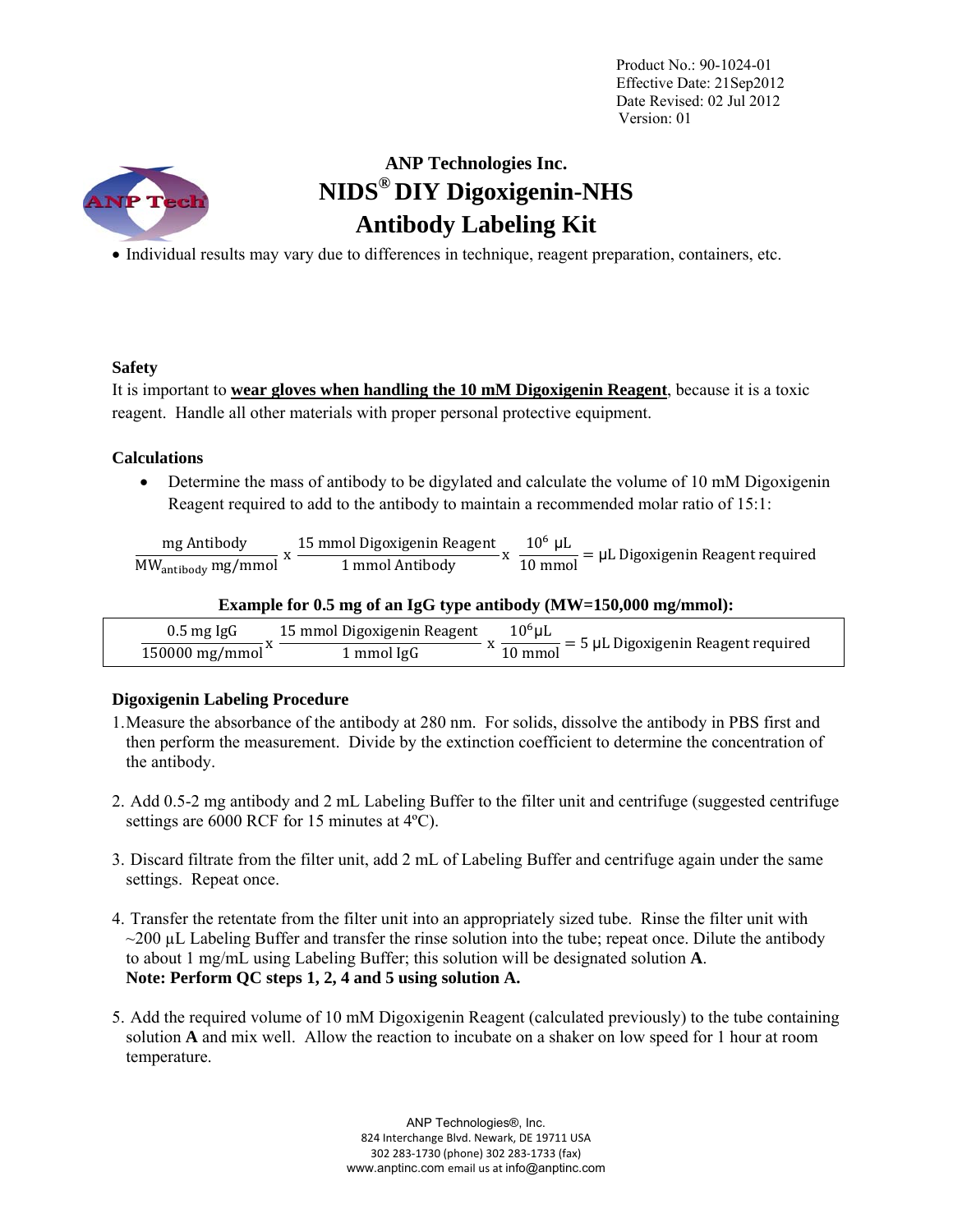Product No.: 90-1024-01
Effective Date: 21Sep2012
Date Revised: 02 Jul 2012
Version: 01

# ANP Technologies Inc.
# NIDS® DIY Digoxigenin-NHS Antibody Labeling Kit

- Individual results may vary due to differences in technique, reagent preparation, containers, etc.

### Safety

It is important to **wear gloves when handling the 10 mM Digoxigenin Reagent**, because it is a toxic reagent. Handle all other materials with proper personal protective equipment.

### Calculations

- Determine the mass of antibody to be digylated and calculate the volume of 10 mM Digoxigenin Reagent required to add to the antibody to maintain a recommended molar ratio of 15:1:

$$\frac{\text{mg Antibody}}{\text{MW}_{\text{antibody}}\ \text{mg/mmol}} \times \frac{15\ \text{mmol Digoxigenin Reagent}}{1\ \text{mmol Antibody}} \times \frac{10^6\ \mu\text{L}}{10\ \text{mmol}} = \mu\text{L Digoxigenin Reagent required}$$

**Example for 0.5 mg of an IgG type antibody (MW=150,000 mg/mmol):**

$$\frac{0.5\ \text{mg IgG}}{150000\ \text{mg/mmol}} \times \frac{15\ \text{mmol Digoxigenin Reagent}}{1\ \text{mmol IgG}} \times \frac{10^6 \mu\text{L}}{10\ \text{mmol}} = 5\ \mu\text{L Digoxigenin Reagent required}$$

### Digoxigenin Labeling Procedure

1. Measure the absorbance of the antibody at 280 nm. For solids, dissolve the antibody in PBS first and then perform the measurement. Divide by the extinction coefficient to determine the concentration of the antibody.

2. Add 0.5-2 mg antibody and 2 mL Labeling Buffer to the filter unit and centrifuge (suggested centrifuge settings are 6000 RCF for 15 minutes at 4ºC).

3. Discard filtrate from the filter unit, add 2 mL of Labeling Buffer and centrifuge again under the same settings. Repeat once.

4. Transfer the retentate from the filter unit into an appropriately sized tube. Rinse the filter unit with ~200 µL Labeling Buffer and transfer the rinse solution into the tube; repeat once. Dilute the antibody to about 1 mg/mL using Labeling Buffer; this solution will be designated solution **A**.
   **Note: Perform QC steps 1, 2, 4 and 5 using solution A.**

5. Add the required volume of 10 mM Digoxigenin Reagent (calculated previously) to the tube containing solution **A** and mix well. Allow the reaction to incubate on a shaker on low speed for 1 hour at room temperature.

ANP Technologies®, Inc.
824 Interchange Blvd. Newark, DE 19711 USA
302 283-1730 (phone) 302 283-1733 (fax)
www.anptinc.com email us at info@anptinc.com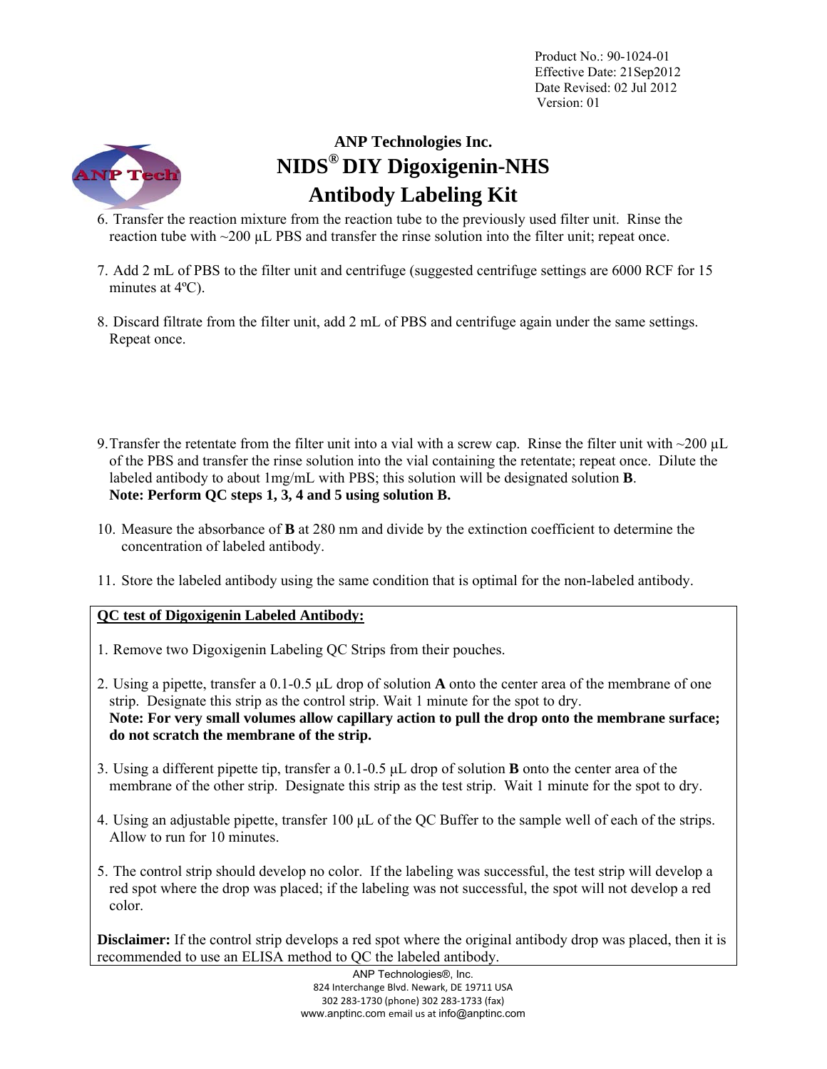6. Transfer the reaction mixture from the reaction tube to the previously used filter unit. Rinse the reaction tube with ~200 µL PBS and transfer the rinse solution into the filter unit; repeat once.

7. Add 2 mL of PBS to the filter unit and centrifuge (suggested centrifuge settings are 6000 RCF for 15 minutes at 4ºC).

8. Discard filtrate from the filter unit, add 2 mL of PBS and centrifuge again under the same settings. Repeat once.

9. Transfer the retentate from the filter unit into a vial with a screw cap. Rinse the filter unit with ~200 µL of the PBS and transfer the rinse solution into the vial containing the retentate; repeat once. Dilute the labeled antibody to about 1mg/mL with PBS; this solution will be designated solution **B**.
   **Note: Perform QC steps 1, 3, 4 and 5 using solution B.**

10. Measure the absorbance of **B** at 280 nm and divide by the extinction coefficient to determine the concentration of labeled antibody.

11. Store the labeled antibody using the same condition that is optimal for the non-labeled antibody.

## QC test of Digoxigenin Labeled Antibody:

1. Remove two Digoxigenin Labeling QC Strips from their pouches.

2. Using a pipette, transfer a 0.1-0.5 µL drop of solution **A** onto the center area of the membrane of one strip. Designate this strip as the control strip. Wait 1 minute for the spot to dry.
   **Note: For very small volumes allow capillary action to pull the drop onto the membrane surface; do not scratch the membrane of the strip.**

3. Using a different pipette tip, transfer a 0.1-0.5 µL drop of solution **B** onto the center area of the membrane of the other strip. Designate this strip as the test strip. Wait 1 minute for the spot to dry.

4. Using an adjustable pipette, transfer 100 µL of the QC Buffer to the sample well of each of the strips. Allow to run for 10 minutes.

5. The control strip should develop no color. If the labeling was successful, the test strip will develop a red spot where the drop was placed; if the labeling was not successful, the spot will not develop a red color.

**Disclaimer:** If the control strip develops a red spot where the original antibody drop was placed, then it is recommended to use an ELISA method to QC the labeled antibody.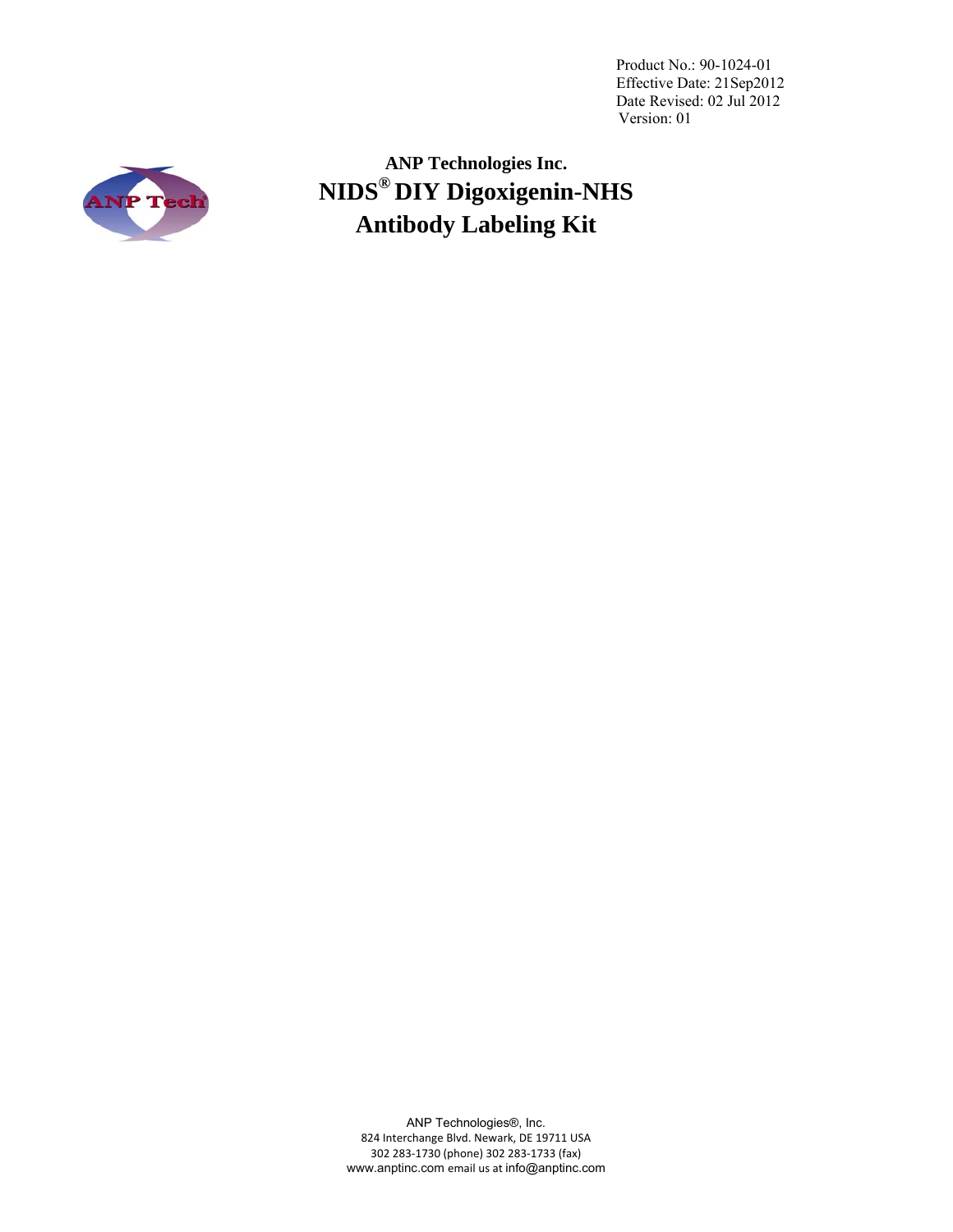Product No.: 90-1024-01
Effective Date: 21Sep2012
Date Revised: 02 Jul 2012
Version: 01

# ANP Technologies Inc.

# NIDS® DIY Digoxigenin-NHS Antibody Labeling Kit

ANP Technologies®, Inc.
824 Interchange Blvd. Newark, DE 19711 USA
302 283-1730 (phone) 302 283-1733 (fax)
www.anptinc.com email us at info@anptinc.com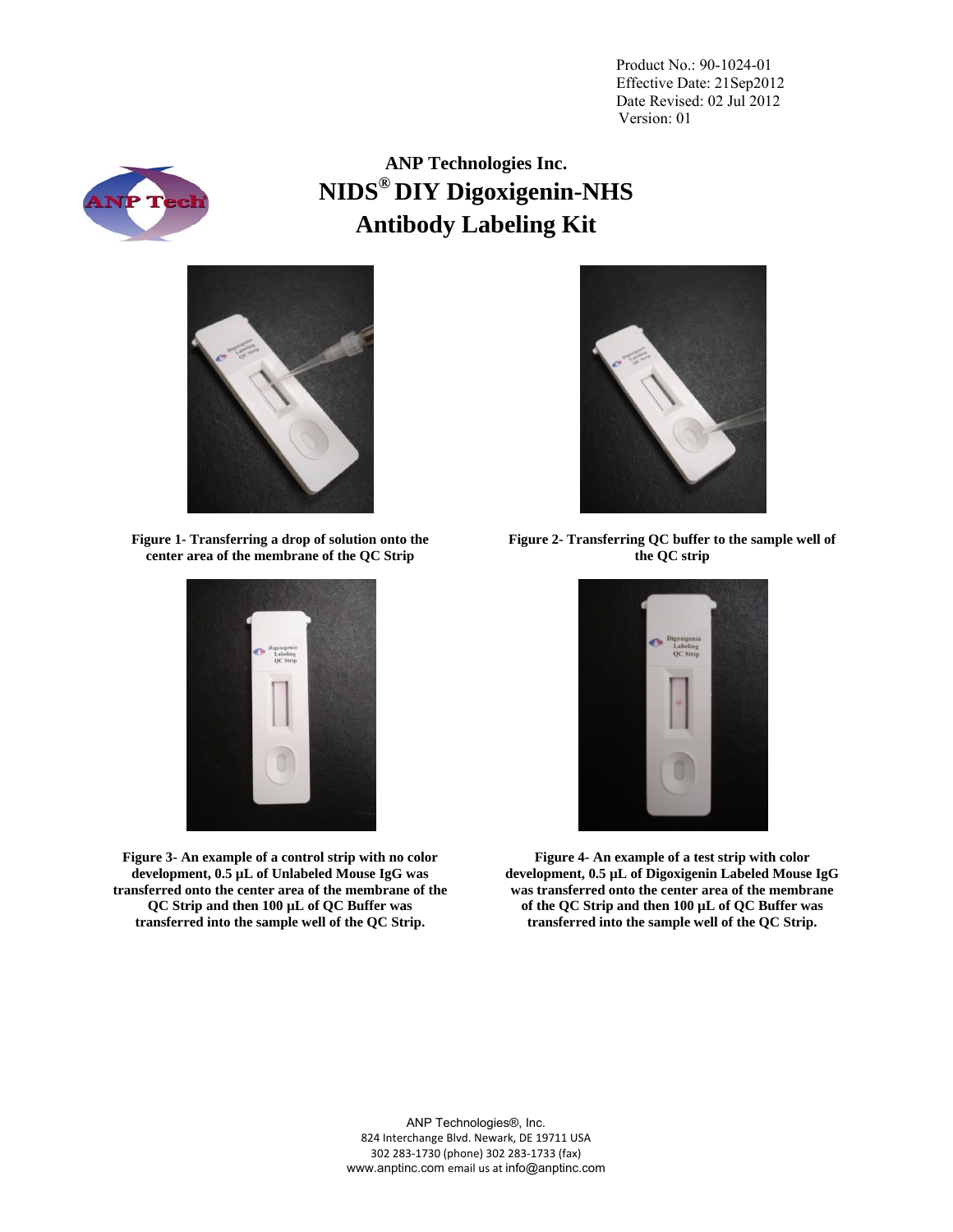Product No.: 90-1024-01
Effective Date: 21Sep2012
Date Revised: 02 Jul 2012
Version: 01

# ANP Technologies Inc.
# NIDS® DIY Digoxigenin-NHS Antibody Labeling Kit

**Figure 1- Transferring a drop of solution onto the center area of the membrane of the QC Strip**

**Figure 2- Transferring QC buffer to the sample well of the QC strip**

**Figure 3- An example of a control strip with no color development, 0.5 µL of Unlabeled Mouse IgG was transferred onto the center area of the membrane of the QC Strip and then 100 µL of QC Buffer was transferred into the sample well of the QC Strip.**

**Figure 4- An example of a test strip with color development, 0.5 µL of Digoxigenin Labeled Mouse IgG was transferred onto the center area of the membrane of the QC Strip and then 100 µL of QC Buffer was transferred into the sample well of the QC Strip.**

ANP Technologies®, Inc.
824 Interchange Blvd. Newark, DE 19711 USA
302 283-1730 (phone) 302 283-1733 (fax)
www.anptinc.com email us at info@anptinc.com